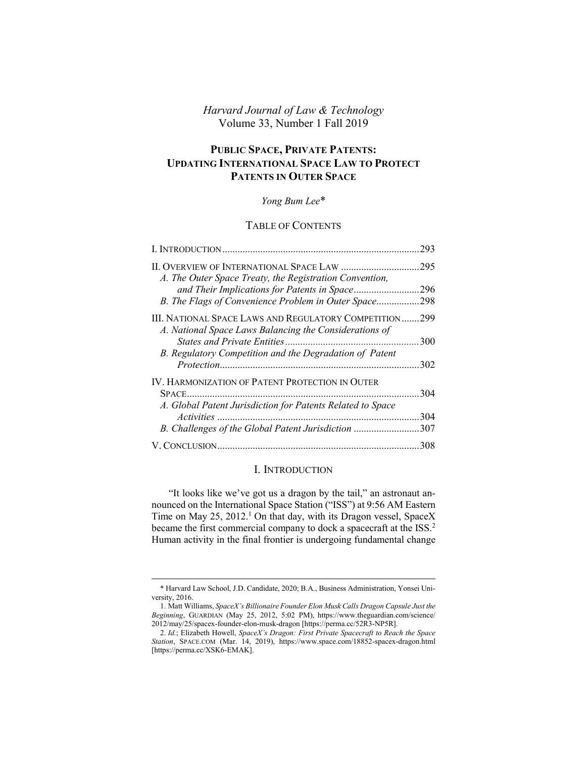*Harvard Journal of Law & Technology*
Volume 33, Number 1 Fall 2019

# PUBLIC SPACE, PRIVATE PATENTS: UPDATING INTERNATIONAL SPACE LAW TO PROTECT PATENTS IN OUTER SPACE

*Yong Bum Lee*\*

## TABLE OF CONTENTS

I. INTRODUCTION .............................................................................293

II. OVERVIEW OF INTERNATIONAL SPACE LAW ...............................295
- *A. The Outer Space Treaty, the Registration Convention, and Their Implications for Patents in Space*..........................296
- *B. The Flags of Convenience Problem in Outer Space*.................298

III. NATIONAL SPACE LAWS AND REGULATORY COMPETITION .......299
- *A. National Space Laws Balancing the Considerations of States and Private Entities*....................................................300
- *B. Regulatory Competition and the Degradation of Patent Protection*..............................................................................302

IV. HARMONIZATION OF PATENT PROTECTION IN OUTER SPACE...........................................................................................304
- *A. Global Patent Jurisdiction for Patents Related to Space Activities* ...............................................................................304
- *B. Challenges of the Global Patent Jurisdiction* ..........................307

V. CONCLUSION...............................................................................308

## I. INTRODUCTION

"It looks like we've got us a dragon by the tail," an astronaut announced on the International Space Station ("ISS") at 9:56 AM Eastern Time on May 25, 2012.[1] On that day, with its Dragon vessel, SpaceX became the first commercial company to dock a spacecraft at the ISS.[2] Human activity in the final frontier is undergoing fundamental change

---

\* Harvard Law School, J.D. Candidate, 2020; B.A., Business Administration, Yonsei University, 2016.

1. Matt Williams, *SpaceX's Billionaire Founder Elon Musk Calls Dragon Capsule Just the Beginning*, GUARDIAN (May 25, 2012, 5:02 PM), https://www.theguardian.com/science/2012/may/25/spacex-founder-elon-musk-dragon [https://perma.cc/52R3-NP5R].

2. *Id.*; Elizabeth Howell, *SpaceX's Dragon: First Private Spacecraft to Reach the Space Station*, SPACE.COM (Mar. 14, 2019), https://www.space.com/18852-spacex-dragon.html [https://perma.cc/XSK6-EMAK].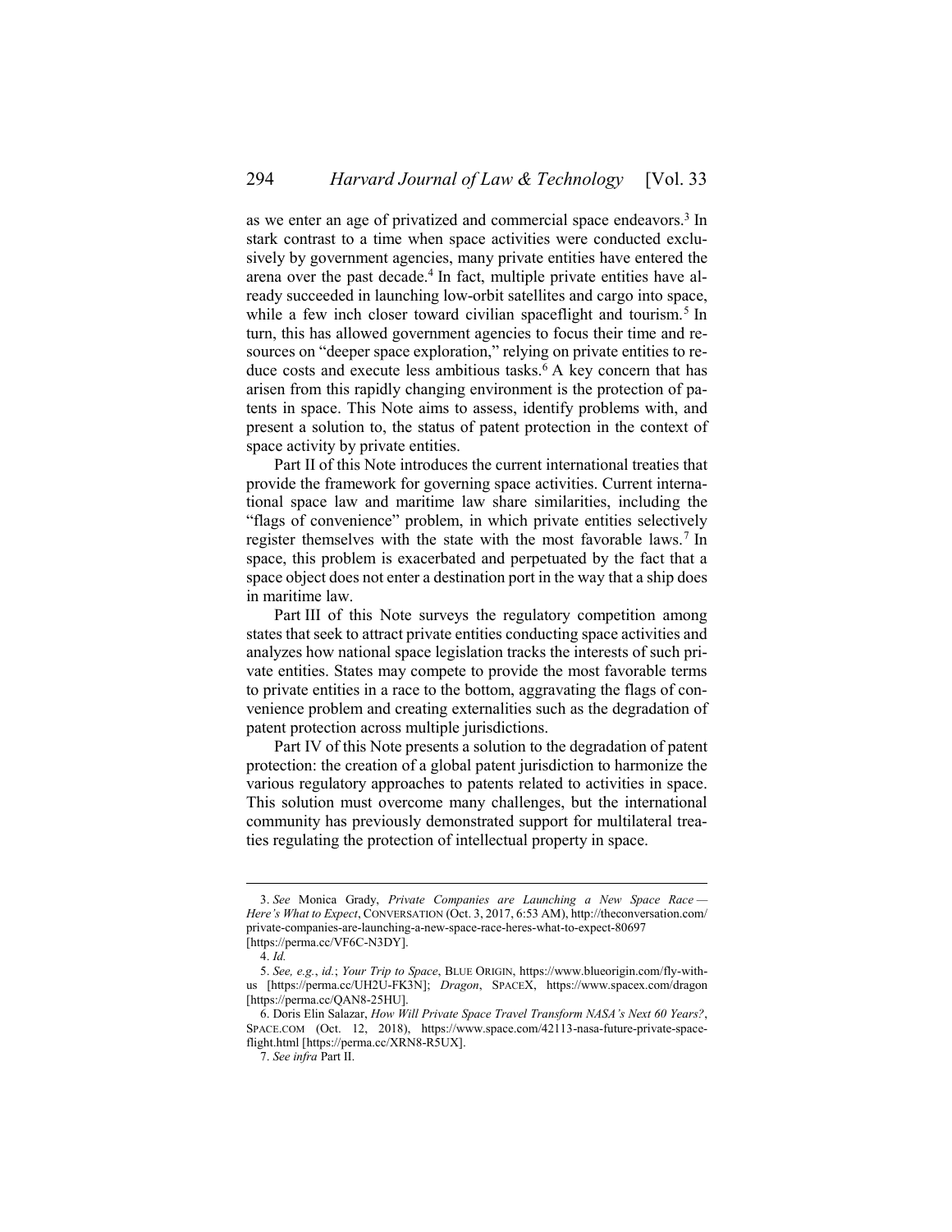as we enter an age of privatized and commercial space endeavors.[3] In stark contrast to a time when space activities were conducted exclusively by government agencies, many private entities have entered the arena over the past decade.[4] In fact, multiple private entities have already succeeded in launching low-orbit satellites and cargo into space, while a few inch closer toward civilian spaceflight and tourism.[5] In turn, this has allowed government agencies to focus their time and resources on "deeper space exploration," relying on private entities to reduce costs and execute less ambitious tasks.[6] A key concern that has arisen from this rapidly changing environment is the protection of patents in space. This Note aims to assess, identify problems with, and present a solution to, the status of patent protection in the context of space activity by private entities.

Part II of this Note introduces the current international treaties that provide the framework for governing space activities. Current international space law and maritime law share similarities, including the "flags of convenience" problem, in which private entities selectively register themselves with the state with the most favorable laws.[7] In space, this problem is exacerbated and perpetuated by the fact that a space object does not enter a destination port in the way that a ship does in maritime law.

Part III of this Note surveys the regulatory competition among states that seek to attract private entities conducting space activities and analyzes how national space legislation tracks the interests of such private entities. States may compete to provide the most favorable terms to private entities in a race to the bottom, aggravating the flags of convenience problem and creating externalities such as the degradation of patent protection across multiple jurisdictions.

Part IV of this Note presents a solution to the degradation of patent protection: the creation of a global patent jurisdiction to harmonize the various regulatory approaches to patents related to activities in space. This solution must overcome many challenges, but the international community has previously demonstrated support for multilateral treaties regulating the protection of intellectual property in space.

---

3. *See* Monica Grady, *Private Companies are Launching a New Space Race — Here's What to Expect*, CONVERSATION (Oct. 3, 2017, 6:53 AM), http://theconversation.com/private-companies-are-launching-a-new-space-race-heres-what-to-expect-80697 [https://perma.cc/VF6C-N3DY].

4. *Id.*

5. *See, e.g.*, *id.*; *Your Trip to Space*, BLUE ORIGIN, https://www.blueorigin.com/fly-with-us [https://perma.cc/UH2U-FK3N]; *Dragon*, SPACEX, https://www.spacex.com/dragon [https://perma.cc/QAN8-25HU].

6. Doris Elin Salazar, *How Will Private Space Travel Transform NASA's Next 60 Years?*, SPACE.COM (Oct. 12, 2018), https://www.space.com/42113-nasa-future-private-spaceflight.html [https://perma.cc/XRN8-R5UX].

7. *See infra* Part II.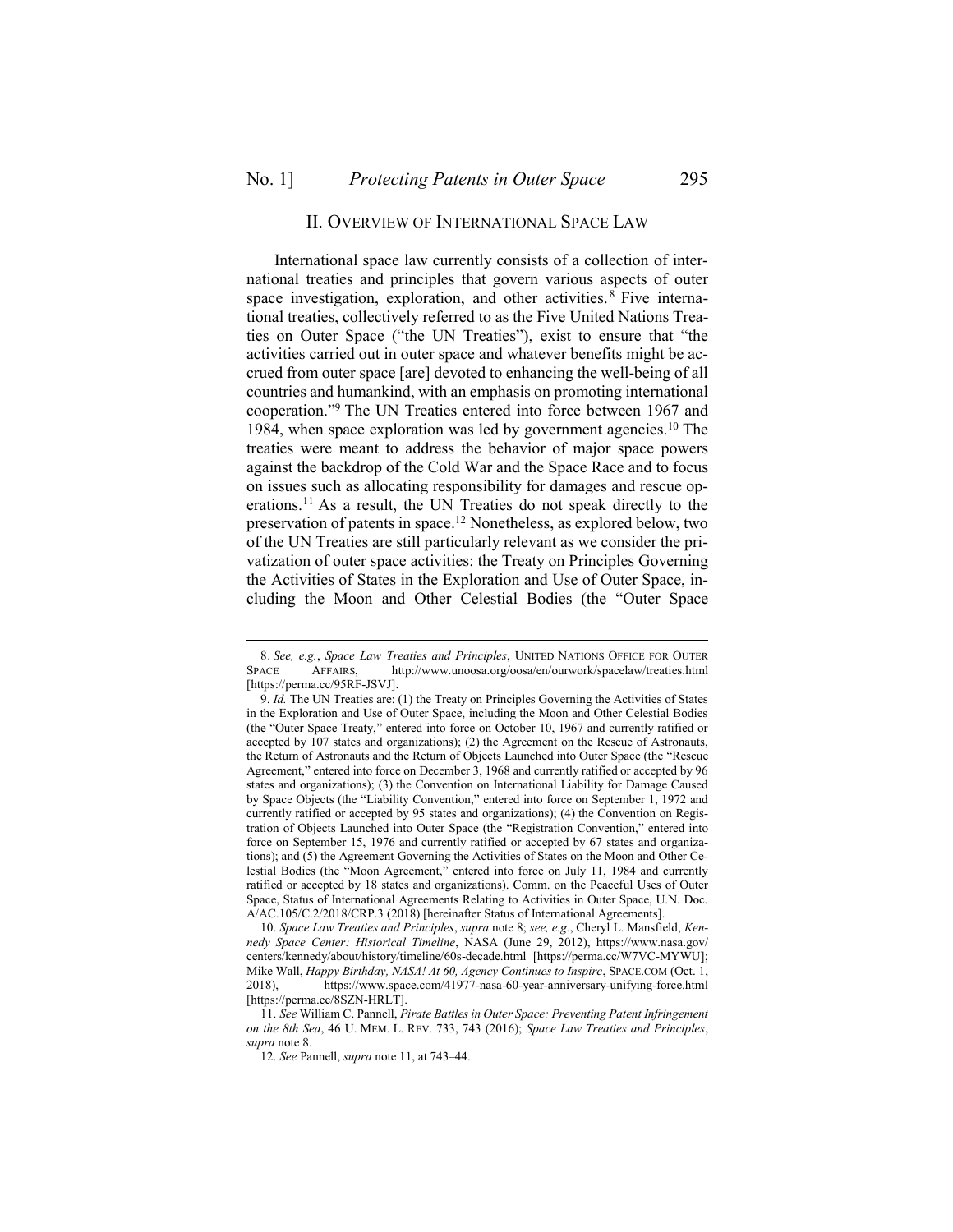## II. Overview of International Space Law

International space law currently consists of a collection of international treaties and principles that govern various aspects of outer space investigation, exploration, and other activities.[8] Five international treaties, collectively referred to as the Five United Nations Treaties on Outer Space ("the UN Treaties"), exist to ensure that "the activities carried out in outer space and whatever benefits might be accrued from outer space [are] devoted to enhancing the well-being of all countries and humankind, with an emphasis on promoting international cooperation."[9] The UN Treaties entered into force between 1967 and 1984, when space exploration was led by government agencies.[10] The treaties were meant to address the behavior of major space powers against the backdrop of the Cold War and the Space Race and to focus on issues such as allocating responsibility for damages and rescue operations.[11] As a result, the UN Treaties do not speak directly to the preservation of patents in space.[12] Nonetheless, as explored below, two of the UN Treaties are still particularly relevant as we consider the privatization of outer space activities: the Treaty on Principles Governing the Activities of States in the Exploration and Use of Outer Space, including the Moon and Other Celestial Bodies (the "Outer Space

---

8. *See, e.g.*, *Space Law Treaties and Principles*, UNITED NATIONS OFFICE FOR OUTER SPACE AFFAIRS, http://www.unoosa.org/oosa/en/ourwork/spacelaw/treaties.html [https://perma.cc/95RF-JSVJ].

9. *Id.* The UN Treaties are: (1) the Treaty on Principles Governing the Activities of States in the Exploration and Use of Outer Space, including the Moon and Other Celestial Bodies (the "Outer Space Treaty," entered into force on October 10, 1967 and currently ratified or accepted by 107 states and organizations); (2) the Agreement on the Rescue of Astronauts, the Return of Astronauts and the Return of Objects Launched into Outer Space (the "Rescue Agreement," entered into force on December 3, 1968 and currently ratified or accepted by 96 states and organizations); (3) the Convention on International Liability for Damage Caused by Space Objects (the "Liability Convention," entered into force on September 1, 1972 and currently ratified or accepted by 95 states and organizations); (4) the Convention on Registration of Objects Launched into Outer Space (the "Registration Convention," entered into force on September 15, 1976 and currently ratified or accepted by 67 states and organizations); and (5) the Agreement Governing the Activities of States on the Moon and Other Celestial Bodies (the "Moon Agreement," entered into force on July 11, 1984 and currently ratified or accepted by 18 states and organizations). Comm. on the Peaceful Uses of Outer Space, Status of International Agreements Relating to Activities in Outer Space, U.N. Doc. A/AC.105/C.2/2018/CRP.3 (2018) [hereinafter Status of International Agreements].

10. *Space Law Treaties and Principles*, *supra* note 8; *see, e.g.*, Cheryl L. Mansfield, *Kennedy Space Center: Historical Timeline*, NASA (June 29, 2012), https://www.nasa.gov/centers/kennedy/about/history/timeline/60s-decade.html [https://perma.cc/W7VC-MYWU]; Mike Wall, *Happy Birthday, NASA! At 60, Agency Continues to Inspire*, SPACE.COM (Oct. 1, 2018), https://www.space.com/41977-nasa-60-year-anniversary-unifying-force.html [https://perma.cc/8SZN-HRLT].

11. *See* William C. Pannell, *Pirate Battles in Outer Space: Preventing Patent Infringement on the 8th Sea*, 46 U. MEM. L. REV. 733, 743 (2016); *Space Law Treaties and Principles*, *supra* note 8.

12. *See* Pannell, *supra* note 11, at 743–44.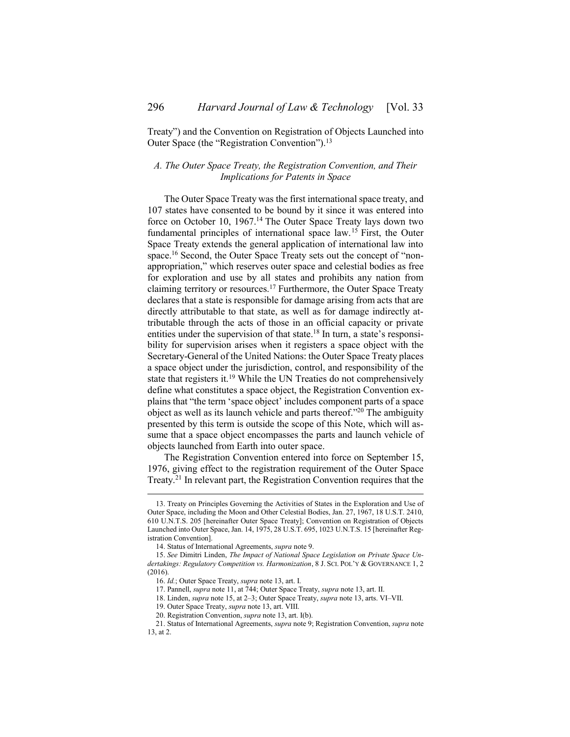Treaty") and the Convention on Registration of Objects Launched into Outer Space (the "Registration Convention").[13]

### *A. The Outer Space Treaty, the Registration Convention, and Their Implications for Patents in Space*

The Outer Space Treaty was the first international space treaty, and 107 states have consented to be bound by it since it was entered into force on October 10, 1967.[14] The Outer Space Treaty lays down two fundamental principles of international space law.[15] First, the Outer Space Treaty extends the general application of international law into space.[16] Second, the Outer Space Treaty sets out the concept of "non-appropriation," which reserves outer space and celestial bodies as free for exploration and use by all states and prohibits any nation from claiming territory or resources.[17] Furthermore, the Outer Space Treaty declares that a state is responsible for damage arising from acts that are directly attributable to that state, as well as for damage indirectly attributable through the acts of those in an official capacity or private entities under the supervision of that state.[18] In turn, a state's responsibility for supervision arises when it registers a space object with the Secretary-General of the United Nations: the Outer Space Treaty places a space object under the jurisdiction, control, and responsibility of the state that registers it.[19] While the UN Treaties do not comprehensively define what constitutes a space object, the Registration Convention explains that "the term 'space object' includes component parts of a space object as well as its launch vehicle and parts thereof."[20] The ambiguity presented by this term is outside the scope of this Note, which will assume that a space object encompasses the parts and launch vehicle of objects launched from Earth into outer space.

The Registration Convention entered into force on September 15, 1976, giving effect to the registration requirement of the Outer Space Treaty.[21] In relevant part, the Registration Convention requires that the

---

13. Treaty on Principles Governing the Activities of States in the Exploration and Use of Outer Space, including the Moon and Other Celestial Bodies, Jan. 27, 1967, 18 U.S.T. 2410, 610 U.N.T.S. 205 [hereinafter Outer Space Treaty]; Convention on Registration of Objects Launched into Outer Space, Jan. 14, 1975, 28 U.S.T. 695, 1023 U.N.T.S. 15 [hereinafter Registration Convention].

14. Status of International Agreements, *supra* note 9.

15. *See* Dimitri Linden, *The Impact of National Space Legislation on Private Space Undertakings: Regulatory Competition vs. Harmonization*, 8 J. SCI. POL'Y & GOVERNANCE 1, 2 (2016).

16. *Id.*; Outer Space Treaty, *supra* note 13, art. I.

17. Pannell, *supra* note 11, at 744; Outer Space Treaty, *supra* note 13, art. II.

18. Linden, *supra* note 15, at 2–3; Outer Space Treaty, *supra* note 13, arts. VI–VII.

19. Outer Space Treaty, *supra* note 13, art. VIII.

20. Registration Convention, *supra* note 13, art. I(b).

21. Status of International Agreements, *supra* note 9; Registration Convention, *supra* note 13, at 2.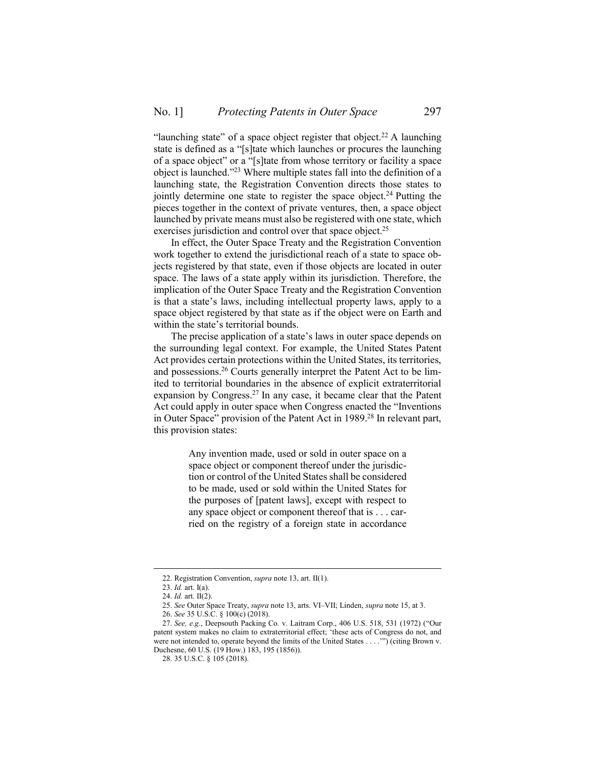"launching state" of a space object register that object.[22] A launching state is defined as a "[s]tate which launches or procures the launching of a space object" or a "[s]tate from whose territory or facility a space object is launched."[23] Where multiple states fall into the definition of a launching state, the Registration Convention directs those states to jointly determine one state to register the space object.[24] Putting the pieces together in the context of private ventures, then, a space object launched by private means must also be registered with one state, which exercises jurisdiction and control over that space object.[25]

In effect, the Outer Space Treaty and the Registration Convention work together to extend the jurisdictional reach of a state to space objects registered by that state, even if those objects are located in outer space. The laws of a state apply within its jurisdiction. Therefore, the implication of the Outer Space Treaty and the Registration Convention is that a state's laws, including intellectual property laws, apply to a space object registered by that state as if the object were on Earth and within the state's territorial bounds.

The precise application of a state's laws in outer space depends on the surrounding legal context. For example, the United States Patent Act provides certain protections within the United States, its territories, and possessions.[26] Courts generally interpret the Patent Act to be limited to territorial boundaries in the absence of explicit extraterritorial expansion by Congress.[27] In any case, it became clear that the Patent Act could apply in outer space when Congress enacted the "Inventions in Outer Space" provision of the Patent Act in 1989.[28] In relevant part, this provision states:

> Any invention made, used or sold in outer space on a space object or component thereof under the jurisdiction or control of the United States shall be considered to be made, used or sold within the United States for the purposes of [patent laws], except with respect to any space object or component thereof that is . . . carried on the registry of a foreign state in accordance

---

22. Registration Convention, *supra* note 13, art. II(1).

23. *Id.* art. I(a).

24. *Id.* art. II(2).

25. *See* Outer Space Treaty, *supra* note 13, arts. VI–VII; Linden, *supra* note 15, at 3.

26. *See* 35 U.S.C. § 100(c) (2018).

27. *See, e.g.*, Deepsouth Packing Co. v. Laitram Corp., 406 U.S. 518, 531 (1972) ("Our patent system makes no claim to extraterritorial effect; 'these acts of Congress do not, and were not intended to, operate beyond the limits of the United States . . . .'") (citing Brown v. Duchesne, 60 U.S. (19 How.) 183, 195 (1856)).

28. 35 U.S.C. § 105 (2018).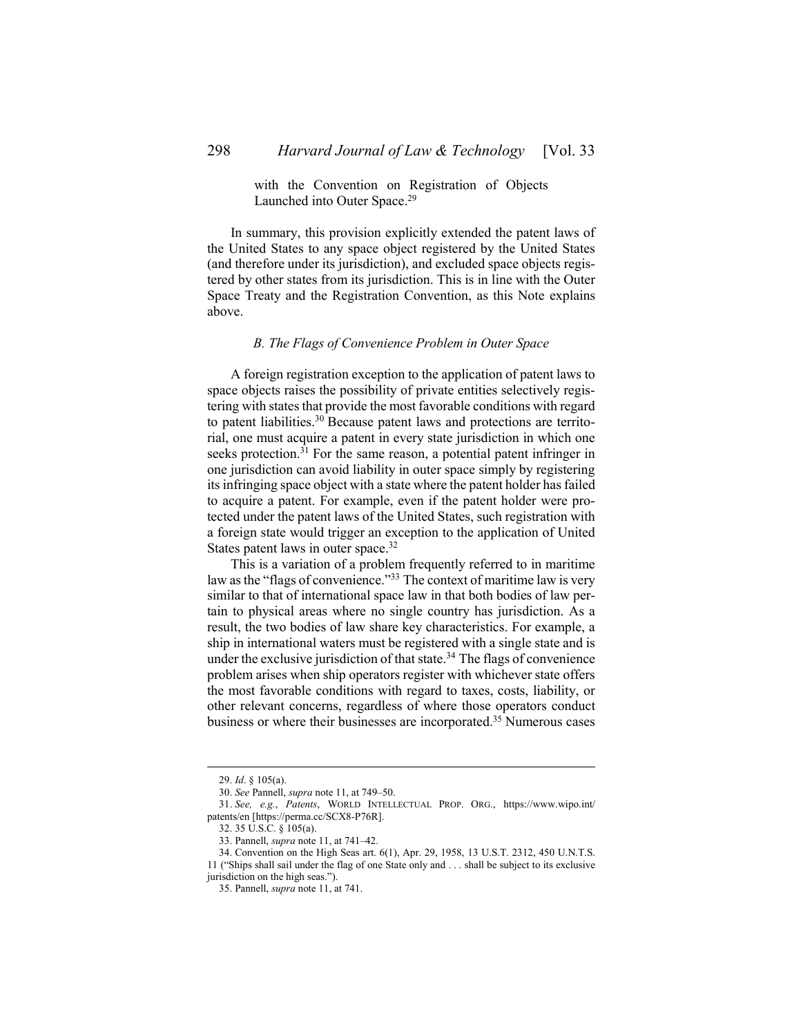> with the Convention on Registration of Objects Launched into Outer Space.[29]

In summary, this provision explicitly extended the patent laws of the United States to any space object registered by the United States (and therefore under its jurisdiction), and excluded space objects registered by other states from its jurisdiction. This is in line with the Outer Space Treaty and the Registration Convention, as this Note explains above.

### *B. The Flags of Convenience Problem in Outer Space*

A foreign registration exception to the application of patent laws to space objects raises the possibility of private entities selectively registering with states that provide the most favorable conditions with regard to patent liabilities.[30] Because patent laws and protections are territorial, one must acquire a patent in every state jurisdiction in which one seeks protection.[31] For the same reason, a potential patent infringer in one jurisdiction can avoid liability in outer space simply by registering its infringing space object with a state where the patent holder has failed to acquire a patent. For example, even if the patent holder were protected under the patent laws of the United States, such registration with a foreign state would trigger an exception to the application of United States patent laws in outer space.[32]

This is a variation of a problem frequently referred to in maritime law as the "flags of convenience."[33] The context of maritime law is very similar to that of international space law in that both bodies of law pertain to physical areas where no single country has jurisdiction. As a result, the two bodies of law share key characteristics. For example, a ship in international waters must be registered with a single state and is under the exclusive jurisdiction of that state.[34] The flags of convenience problem arises when ship operators register with whichever state offers the most favorable conditions with regard to taxes, costs, liability, or other relevant concerns, regardless of where those operators conduct business or where their businesses are incorporated.[35] Numerous cases

---

29. *Id*. § 105(a).

30. *See* Pannell, *supra* note 11, at 749–50.

31. *See, e.g.*, *Patents*, WORLD INTELLECTUAL PROP. ORG., https://www.wipo.int/patents/en [https://perma.cc/SCX8-P76R].

32. 35 U.S.C. § 105(a).

33. Pannell, *supra* note 11, at 741–42.

34. Convention on the High Seas art. 6(1), Apr. 29, 1958, 13 U.S.T. 2312, 450 U.N.T.S. 11 ("Ships shall sail under the flag of one State only and . . . shall be subject to its exclusive jurisdiction on the high seas.").

35. Pannell, *supra* note 11, at 741.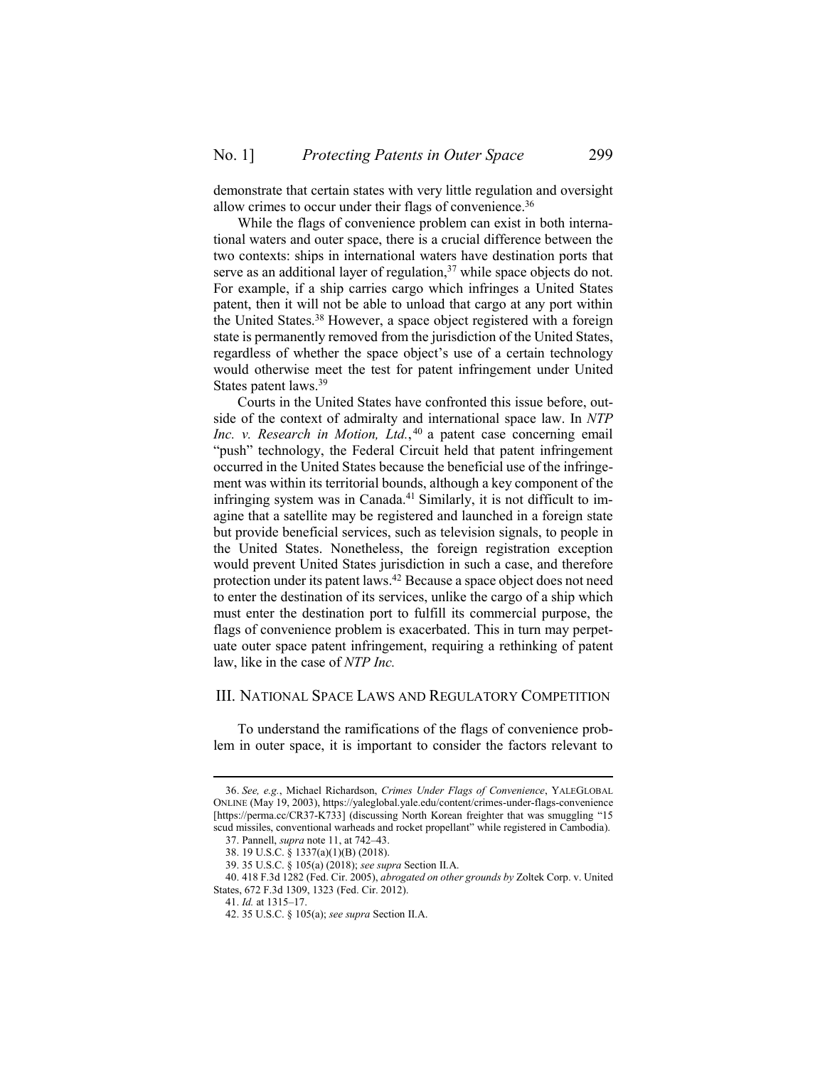demonstrate that certain states with very little regulation and oversight allow crimes to occur under their flags of convenience.[36]

While the flags of convenience problem can exist in both international waters and outer space, there is a crucial difference between the two contexts: ships in international waters have destination ports that serve as an additional layer of regulation,[37] while space objects do not. For example, if a ship carries cargo which infringes a United States patent, then it will not be able to unload that cargo at any port within the United States.[38] However, a space object registered with a foreign state is permanently removed from the jurisdiction of the United States, regardless of whether the space object's use of a certain technology would otherwise meet the test for patent infringement under United States patent laws.[39]

Courts in the United States have confronted this issue before, outside of the context of admiralty and international space law. In *NTP Inc. v. Research in Motion, Ltd.*,[40] a patent case concerning email "push" technology, the Federal Circuit held that patent infringement occurred in the United States because the beneficial use of the infringement was within its territorial bounds, although a key component of the infringing system was in Canada.[41] Similarly, it is not difficult to imagine that a satellite may be registered and launched in a foreign state but provide beneficial services, such as television signals, to people in the United States. Nonetheless, the foreign registration exception would prevent United States jurisdiction in such a case, and therefore protection under its patent laws.[42] Because a space object does not need to enter the destination of its services, unlike the cargo of a ship which must enter the destination port to fulfill its commercial purpose, the flags of convenience problem is exacerbated. This in turn may perpetuate outer space patent infringement, requiring a rethinking of patent law, like in the case of *NTP Inc.*

## III. National Space Laws and Regulatory Competition

To understand the ramifications of the flags of convenience problem in outer space, it is important to consider the factors relevant to

---

36. *See, e.g.*, Michael Richardson, *Crimes Under Flags of Convenience*, YaleGlobal Online (May 19, 2003), https://yaleglobal.yale.edu/content/crimes-under-flags-convenience [https://perma.cc/CR37-K733] (discussing North Korean freighter that was smuggling "15 scud missiles, conventional warheads and rocket propellant" while registered in Cambodia).

37. Pannell, *supra* note 11, at 742–43.

38. 19 U.S.C. § 1337(a)(1)(B) (2018).

39. 35 U.S.C. § 105(a) (2018); *see supra* Section II.A.

40. 418 F.3d 1282 (Fed. Cir. 2005), *abrogated on other grounds by* Zoltek Corp. v. United States, 672 F.3d 1309, 1323 (Fed. Cir. 2012).

41. *Id.* at 1315–17.

42. 35 U.S.C. § 105(a); *see supra* Section II.A.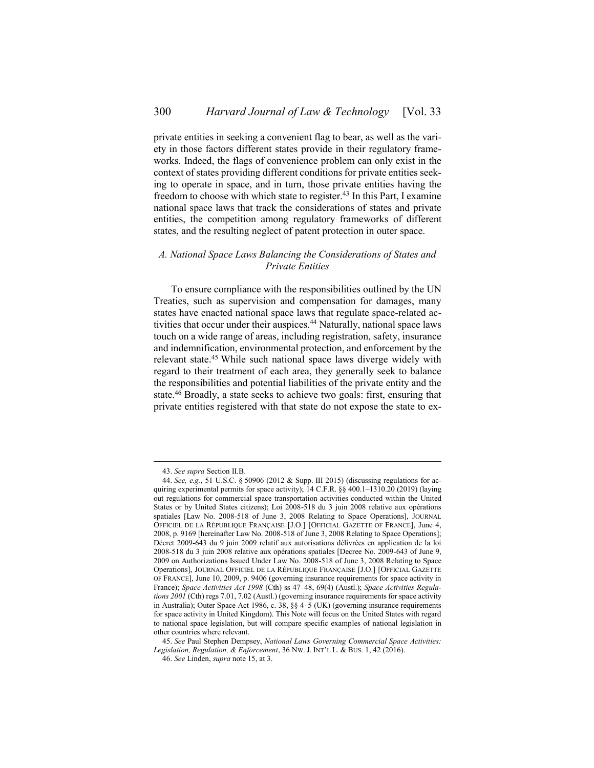private entities in seeking a convenient flag to bear, as well as the variety in those factors different states provide in their regulatory frameworks. Indeed, the flags of convenience problem can only exist in the context of states providing different conditions for private entities seeking to operate in space, and in turn, those private entities having the freedom to choose with which state to register.[43] In this Part, I examine national space laws that track the considerations of states and private entities, the competition among regulatory frameworks of different states, and the resulting neglect of patent protection in outer space.

### *A. National Space Laws Balancing the Considerations of States and Private Entities*

To ensure compliance with the responsibilities outlined by the UN Treaties, such as supervision and compensation for damages, many states have enacted national space laws that regulate space-related activities that occur under their auspices.[44] Naturally, national space laws touch on a wide range of areas, including registration, safety, insurance and indemnification, environmental protection, and enforcement by the relevant state.[45] While such national space laws diverge widely with regard to their treatment of each area, they generally seek to balance the responsibilities and potential liabilities of the private entity and the state.[46] Broadly, a state seeks to achieve two goals: first, ensuring that private entities registered with that state do not expose the state to ex-

---

43. *See supra* Section II.B.

44. *See, e.g.*, 51 U.S.C. § 50906 (2012 & Supp. III 2015) (discussing regulations for acquiring experimental permits for space activity); 14 C.F.R. §§ 400.1–1310.20 (2019) (laying out regulations for commercial space transportation activities conducted within the United States or by United States citizens); Loi 2008-518 du 3 juin 2008 relative aux opérations spatiales [Law No. 2008-518 of June 3, 2008 Relating to Space Operations], JOURNAL OFFICIEL DE LA RÉPUBLIQUE FRANÇAISE [J.O.] [OFFICIAL GAZETTE OF FRANCE], June 4, 2008, p. 9169 [hereinafter Law No. 2008-518 of June 3, 2008 Relating to Space Operations]; Décret 2009-643 du 9 juin 2009 relatif aux autorisations délivrées en application de la loi 2008-518 du 3 juin 2008 relative aux opérations spatiales [Decree No. 2009-643 of June 9, 2009 on Authorizations Issued Under Law No. 2008-518 of June 3, 2008 Relating to Space Operations], JOURNAL OFFICIEL DE LA RÉPUBLIQUE FRANÇAISE [J.O.] [OFFICIAL GAZETTE OF FRANCE], June 10, 2009, p. 9406 (governing insurance requirements for space activity in France); *Space Activities Act 1998* (Cth) ss 47–48, 69(4) (Austl.); *Space Activities Regulations 2001* (Cth) regs 7.01, 7.02 (Austl.) (governing insurance requirements for space activity in Australia); Outer Space Act 1986, c. 38, §§ 4–5 (UK) (governing insurance requirements for space activity in United Kingdom). This Note will focus on the United States with regard to national space legislation, but will compare specific examples of national legislation in other countries where relevant.

45. *See* Paul Stephen Dempsey, *National Laws Governing Commercial Space Activities: Legislation, Regulation, & Enforcement*, 36 NW. J. INT'L L. & BUS. 1, 42 (2016).

46. *See* Linden, *supra* note 15, at 3.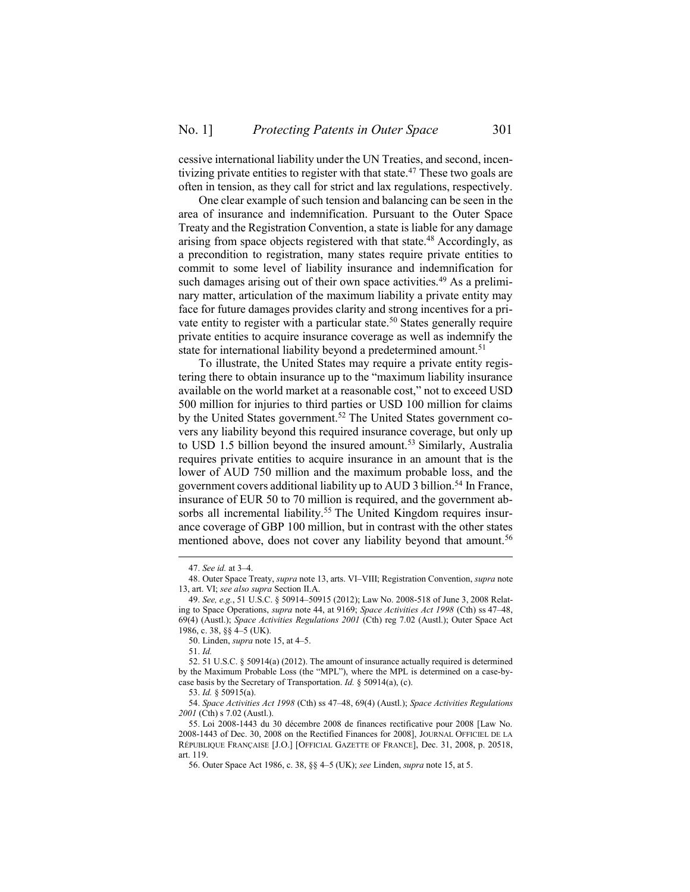cessive international liability under the UN Treaties, and second, incentivizing private entities to register with that state.[47] These two goals are often in tension, as they call for strict and lax regulations, respectively.

One clear example of such tension and balancing can be seen in the area of insurance and indemnification. Pursuant to the Outer Space Treaty and the Registration Convention, a state is liable for any damage arising from space objects registered with that state.[48] Accordingly, as a precondition to registration, many states require private entities to commit to some level of liability insurance and indemnification for such damages arising out of their own space activities.[49] As a preliminary matter, articulation of the maximum liability a private entity may face for future damages provides clarity and strong incentives for a private entity to register with a particular state.[50] States generally require private entities to acquire insurance coverage as well as indemnify the state for international liability beyond a predetermined amount.[51]

To illustrate, the United States may require a private entity registering there to obtain insurance up to the "maximum liability insurance available on the world market at a reasonable cost," not to exceed USD 500 million for injuries to third parties or USD 100 million for claims by the United States government.[52] The United States government covers any liability beyond this required insurance coverage, but only up to USD 1.5 billion beyond the insured amount.[53] Similarly, Australia requires private entities to acquire insurance in an amount that is the lower of AUD 750 million and the maximum probable loss, and the government covers additional liability up to AUD 3 billion.[54] In France, insurance of EUR 50 to 70 million is required, and the government absorbs all incremental liability.[55] The United Kingdom requires insurance coverage of GBP 100 million, but in contrast with the other states mentioned above, does not cover any liability beyond that amount.[56]

---

47. *See id.* at 3–4.

48. Outer Space Treaty, *supra* note 13, arts. VI–VIII; Registration Convention, *supra* note 13, art. VI; *see also supra* Section II.A.

49. *See, e.g.*, 51 U.S.C. § 50914–50915 (2012); Law No. 2008-518 of June 3, 2008 Relating to Space Operations, *supra* note 44, at 9169; *Space Activities Act 1998* (Cth) ss 47–48, 69(4) (Austl.); *Space Activities Regulations 2001* (Cth) reg 7.02 (Austl.); Outer Space Act 1986, c. 38, §§ 4–5 (UK).

50. Linden, *supra* note 15, at 4–5.

51. *Id.*

52. 51 U.S.C. § 50914(a) (2012). The amount of insurance actually required is determined by the Maximum Probable Loss (the "MPL"), where the MPL is determined on a case-by-case basis by the Secretary of Transportation. *Id.* § 50914(a), (c).

53. *Id.* § 50915(a).

54. *Space Activities Act 1998* (Cth) ss 47–48, 69(4) (Austl.); *Space Activities Regulations 2001* (Cth) s 7.02 (Austl.).

55. Loi 2008-1443 du 30 décembre 2008 de finances rectificative pour 2008 [Law No. 2008-1443 of Dec. 30, 2008 on the Rectified Finances for 2008], JOURNAL OFFICIEL DE LA RÉPUBLIQUE FRANÇAISE [J.O.] [OFFICIAL GAZETTE OF FRANCE], Dec. 31, 2008, p. 20518, art. 119.

56. Outer Space Act 1986, c. 38, §§ 4–5 (UK); *see* Linden, *supra* note 15, at 5.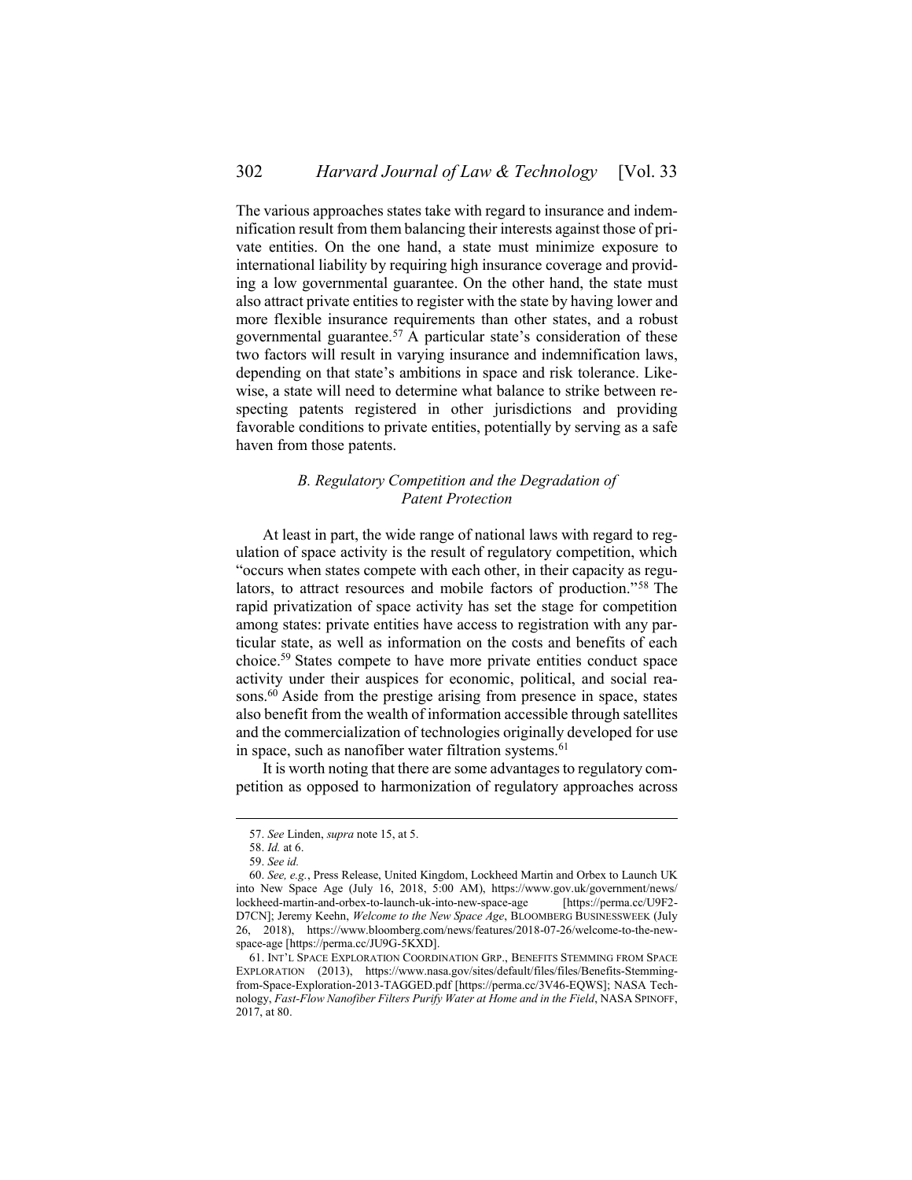The various approaches states take with regard to insurance and indemnification result from them balancing their interests against those of private entities. On the one hand, a state must minimize exposure to international liability by requiring high insurance coverage and providing a low governmental guarantee. On the other hand, the state must also attract private entities to register with the state by having lower and more flexible insurance requirements than other states, and a robust governmental guarantee.[57] A particular state's consideration of these two factors will result in varying insurance and indemnification laws, depending on that state's ambitions in space and risk tolerance. Likewise, a state will need to determine what balance to strike between respecting patents registered in other jurisdictions and providing favorable conditions to private entities, potentially by serving as a safe haven from those patents.

### *B. Regulatory Competition and the Degradation of Patent Protection*

At least in part, the wide range of national laws with regard to regulation of space activity is the result of regulatory competition, which "occurs when states compete with each other, in their capacity as regulators, to attract resources and mobile factors of production."[58] The rapid privatization of space activity has set the stage for competition among states: private entities have access to registration with any particular state, as well as information on the costs and benefits of each choice.[59] States compete to have more private entities conduct space activity under their auspices for economic, political, and social reasons.[60] Aside from the prestige arising from presence in space, states also benefit from the wealth of information accessible through satellites and the commercialization of technologies originally developed for use in space, such as nanofiber water filtration systems.[61]

It is worth noting that there are some advantages to regulatory competition as opposed to harmonization of regulatory approaches across

---

57. *See* Linden, *supra* note 15, at 5.

58. *Id.* at 6.

59. *See id.*

60. *See, e.g.*, Press Release, United Kingdom, Lockheed Martin and Orbex to Launch UK into New Space Age (July 16, 2018, 5:00 AM), https://www.gov.uk/government/news/lockheed-martin-and-orbex-to-launch-uk-into-new-space-age [https://perma.cc/U9F2-D7CN]; Jeremy Keehn, *Welcome to the New Space Age*, BLOOMBERG BUSINESSWEEK (July 26, 2018), https://www.bloomberg.com/news/features/2018-07-26/welcome-to-the-new-space-age [https://perma.cc/JU9G-5KXD].

61. INT'L SPACE EXPLORATION COORDINATION GRP., BENEFITS STEMMING FROM SPACE EXPLORATION (2013), https://www.nasa.gov/sites/default/files/files/Benefits-Stemming-from-Space-Exploration-2013-TAGGED.pdf [https://perma.cc/3V46-EQWS]; NASA Technology, *Fast-Flow Nanofiber Filters Purify Water at Home and in the Field*, NASA SPINOFF, 2017, at 80.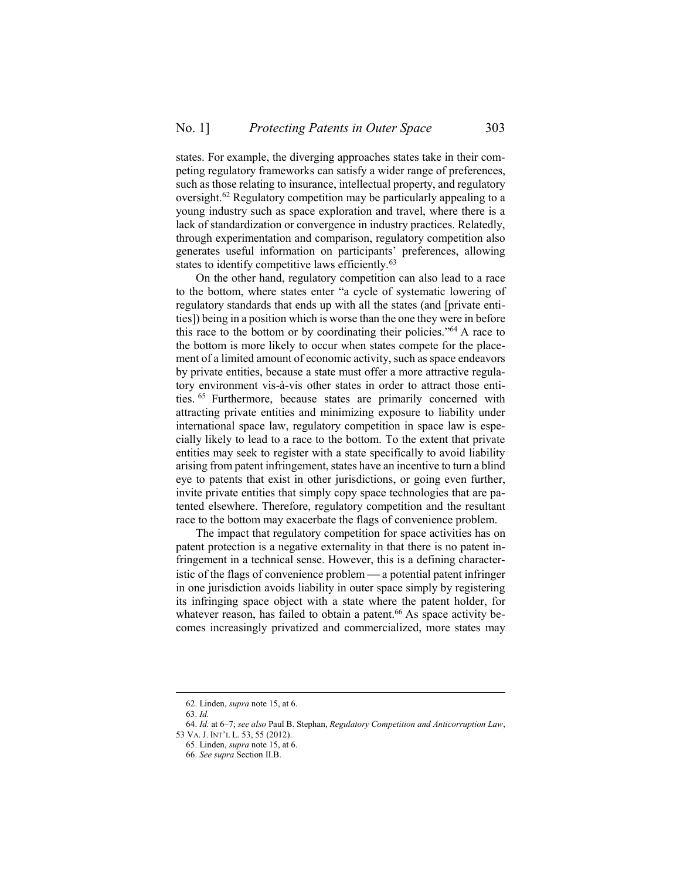states. For example, the diverging approaches states take in their competing regulatory frameworks can satisfy a wider range of preferences, such as those relating to insurance, intellectual property, and regulatory oversight.[62] Regulatory competition may be particularly appealing to a young industry such as space exploration and travel, where there is a lack of standardization or convergence in industry practices. Relatedly, through experimentation and comparison, regulatory competition also generates useful information on participants' preferences, allowing states to identify competitive laws efficiently.[63]

On the other hand, regulatory competition can also lead to a race to the bottom, where states enter "a cycle of systematic lowering of regulatory standards that ends up with all the states (and [private entities]) being in a position which is worse than the one they were in before this race to the bottom or by coordinating their policies."[64] A race to the bottom is more likely to occur when states compete for the placement of a limited amount of economic activity, such as space endeavors by private entities, because a state must offer a more attractive regulatory environment vis-à-vis other states in order to attract those entities.[65] Furthermore, because states are primarily concerned with attracting private entities and minimizing exposure to liability under international space law, regulatory competition in space law is especially likely to lead to a race to the bottom. To the extent that private entities may seek to register with a state specifically to avoid liability arising from patent infringement, states have an incentive to turn a blind eye to patents that exist in other jurisdictions, or going even further, invite private entities that simply copy space technologies that are patented elsewhere. Therefore, regulatory competition and the resultant race to the bottom may exacerbate the flags of convenience problem.

The impact that regulatory competition for space activities has on patent protection is a negative externality in that there is no patent infringement in a technical sense. However, this is a defining characteristic of the flags of convenience problem — a potential patent infringer in one jurisdiction avoids liability in outer space simply by registering its infringing space object with a state where the patent holder, for whatever reason, has failed to obtain a patent.[66] As space activity becomes increasingly privatized and commercialized, more states may

---

62. Linden, *supra* note 15, at 6.

63. *Id.*

64. *Id.* at 6–7; *see also* Paul B. Stephan, *Regulatory Competition and Anticorruption Law*, 53 VA. J. INT'L L. 53, 55 (2012).

65. Linden, *supra* note 15, at 6.

66. *See supra* Section II.B.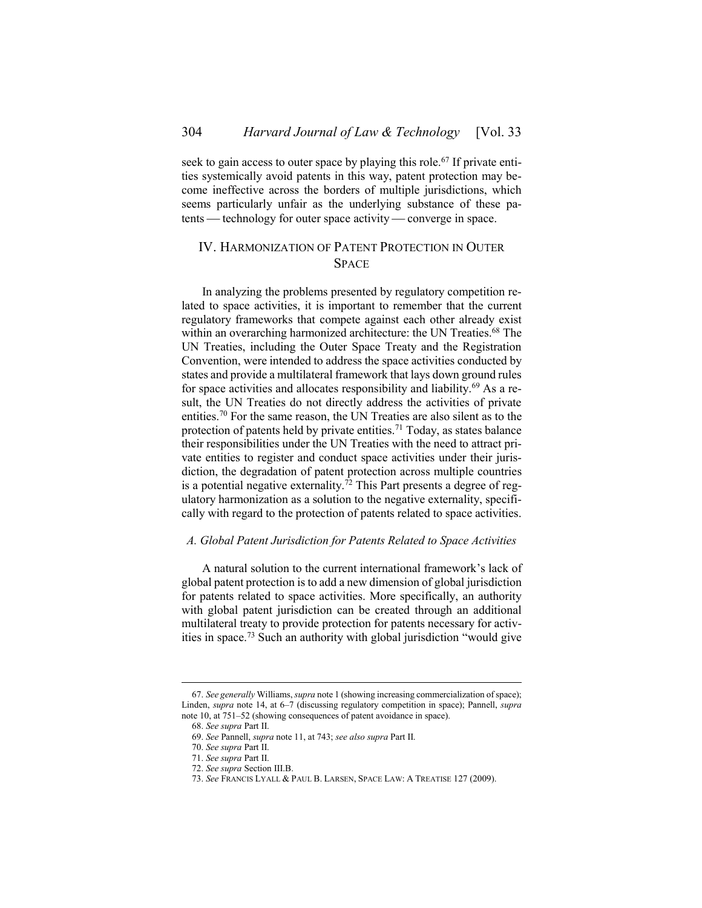seek to gain access to outer space by playing this role.[67] If private entities systemically avoid patents in this way, patent protection may become ineffective across the borders of multiple jurisdictions, which seems particularly unfair as the underlying substance of these patents — technology for outer space activity — converge in space.

## IV. Harmonization of Patent Protection in Outer Space

In analyzing the problems presented by regulatory competition related to space activities, it is important to remember that the current regulatory frameworks that compete against each other already exist within an overarching harmonized architecture: the UN Treaties.[68] The UN Treaties, including the Outer Space Treaty and the Registration Convention, were intended to address the space activities conducted by states and provide a multilateral framework that lays down ground rules for space activities and allocates responsibility and liability.[69] As a result, the UN Treaties do not directly address the activities of private entities.[70] For the same reason, the UN Treaties are also silent as to the protection of patents held by private entities.[71] Today, as states balance their responsibilities under the UN Treaties with the need to attract private entities to register and conduct space activities under their jurisdiction, the degradation of patent protection across multiple countries is a potential negative externality.[72] This Part presents a degree of regulatory harmonization as a solution to the negative externality, specifically with regard to the protection of patents related to space activities.

### *A. Global Patent Jurisdiction for Patents Related to Space Activities*

A natural solution to the current international framework's lack of global patent protection is to add a new dimension of global jurisdiction for patents related to space activities. More specifically, an authority with global patent jurisdiction can be created through an additional multilateral treaty to provide protection for patents necessary for activities in space.[73] Such an authority with global jurisdiction "would give

---

67. *See generally* Williams, *supra* note 1 (showing increasing commercialization of space); Linden, *supra* note 14, at 6–7 (discussing regulatory competition in space); Pannell, *supra* note 10, at 751–52 (showing consequences of patent avoidance in space).

68. *See supra* Part II.

69. *See* Pannell, *supra* note 11, at 743; *see also supra* Part II.

70. *See supra* Part II.

71. *See supra* Part II.

72. *See supra* Section III.B.

73. *See* Francis Lyall & Paul B. Larsen, Space Law: A Treatise 127 (2009).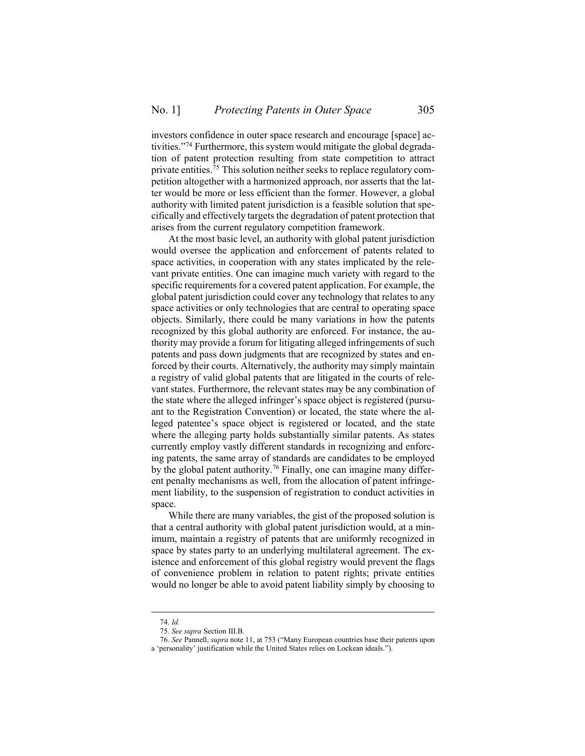investors confidence in outer space research and encourage [space] activities."[74] Furthermore, this system would mitigate the global degradation of patent protection resulting from state competition to attract private entities.[75] This solution neither seeks to replace regulatory competition altogether with a harmonized approach, nor asserts that the latter would be more or less efficient than the former. However, a global authority with limited patent jurisdiction is a feasible solution that specifically and effectively targets the degradation of patent protection that arises from the current regulatory competition framework.

At the most basic level, an authority with global patent jurisdiction would oversee the application and enforcement of patents related to space activities, in cooperation with any states implicated by the relevant private entities. One can imagine much variety with regard to the specific requirements for a covered patent application. For example, the global patent jurisdiction could cover any technology that relates to any space activities or only technologies that are central to operating space objects. Similarly, there could be many variations in how the patents recognized by this global authority are enforced. For instance, the authority may provide a forum for litigating alleged infringements of such patents and pass down judgments that are recognized by states and enforced by their courts. Alternatively, the authority may simply maintain a registry of valid global patents that are litigated in the courts of relevant states. Furthermore, the relevant states may be any combination of the state where the alleged infringer's space object is registered (pursuant to the Registration Convention) or located, the state where the alleged patentee's space object is registered or located, and the state where the alleging party holds substantially similar patents. As states currently employ vastly different standards in recognizing and enforcing patents, the same array of standards are candidates to be employed by the global patent authority.[76] Finally, one can imagine many different penalty mechanisms as well, from the allocation of patent infringement liability, to the suspension of registration to conduct activities in space.

While there are many variables, the gist of the proposed solution is that a central authority with global patent jurisdiction would, at a minimum, maintain a registry of patents that are uniformly recognized in space by states party to an underlying multilateral agreement. The existence and enforcement of this global registry would prevent the flags of convenience problem in relation to patent rights; private entities would no longer be able to avoid patent liability simply by choosing to

---

74. *Id.*

75. *See supra* Section III.B.

76. *See* Pannell, *supra* note 11, at 753 ("Many European countries base their patents upon a 'personality' justification while the United States relies on Lockean ideals.").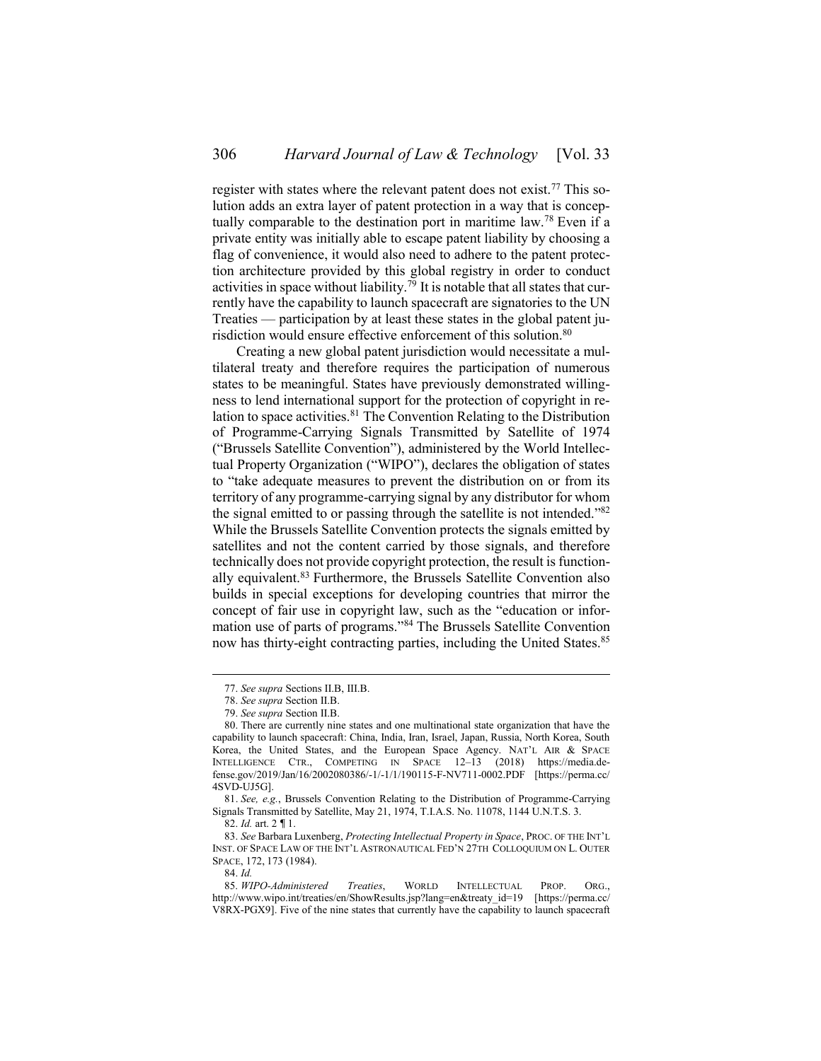register with states where the relevant patent does not exist.[77] This solution adds an extra layer of patent protection in a way that is conceptually comparable to the destination port in maritime law.[78] Even if a private entity was initially able to escape patent liability by choosing a flag of convenience, it would also need to adhere to the patent protection architecture provided by this global registry in order to conduct activities in space without liability.[79] It is notable that all states that currently have the capability to launch spacecraft are signatories to the UN Treaties — participation by at least these states in the global patent jurisdiction would ensure effective enforcement of this solution.[80]

Creating a new global patent jurisdiction would necessitate a multilateral treaty and therefore requires the participation of numerous states to be meaningful. States have previously demonstrated willingness to lend international support for the protection of copyright in relation to space activities.[81] The Convention Relating to the Distribution of Programme-Carrying Signals Transmitted by Satellite of 1974 ("Brussels Satellite Convention"), administered by the World Intellectual Property Organization ("WIPO"), declares the obligation of states to "take adequate measures to prevent the distribution on or from its territory of any programme-carrying signal by any distributor for whom the signal emitted to or passing through the satellite is not intended."[82] While the Brussels Satellite Convention protects the signals emitted by satellites and not the content carried by those signals, and therefore technically does not provide copyright protection, the result is functionally equivalent.[83] Furthermore, the Brussels Satellite Convention also builds in special exceptions for developing countries that mirror the concept of fair use in copyright law, such as the "education or information use of parts of programs."[84] The Brussels Satellite Convention now has thirty-eight contracting parties, including the United States.[85]

---

77. *See supra* Sections II.B, III.B.

78. *See supra* Section II.B.

79. *See supra* Section II.B.

80. There are currently nine states and one multinational state organization that have the capability to launch spacecraft: China, India, Iran, Israel, Japan, Russia, North Korea, South Korea, the United States, and the European Space Agency. NAT'L AIR & SPACE INTELLIGENCE CTR., COMPETING IN SPACE 12–13 (2018) https://media.defense.gov/2019/Jan/16/2002080386/-1/-1/1/190115-F-NV711-0002.PDF [https://perma.cc/4SVD-UJ5G].

81. *See, e.g.*, Brussels Convention Relating to the Distribution of Programme-Carrying Signals Transmitted by Satellite, May 21, 1974, T.I.A.S. No. 11078, 1144 U.N.T.S. 3.

82. *Id.* art. 2 ¶ 1.

83. *See* Barbara Luxenberg, *Protecting Intellectual Property in Space*, PROC. OF THE INT'L INST. OF SPACE LAW OF THE INT'L ASTRONAUTICAL FED'N 27TH COLLOQUIUM ON L. OUTER SPACE, 172, 173 (1984).

84. *Id.*

85. *WIPO-Administered Treaties*, WORLD INTELLECTUAL PROP. ORG., http://www.wipo.int/treaties/en/ShowResults.jsp?lang=en&treaty_id=19 [https://perma.cc/V8RX-PGX9]. Five of the nine states that currently have the capability to launch spacecraft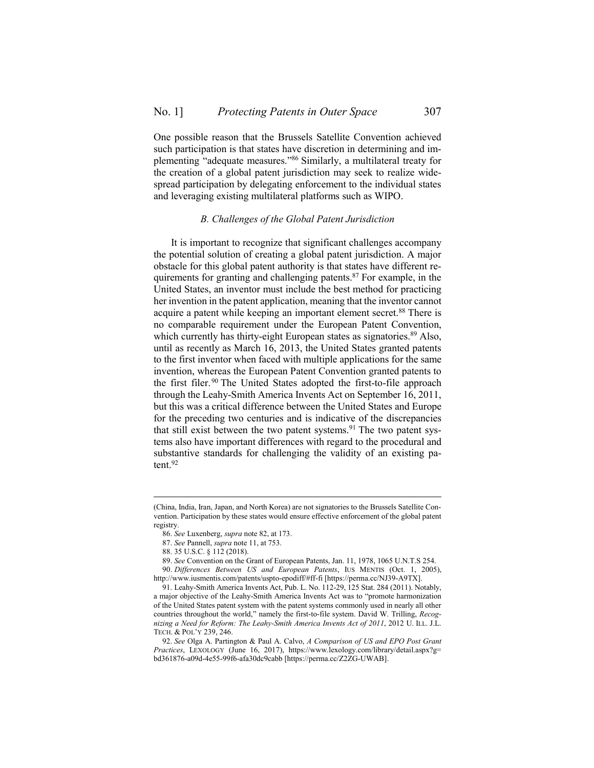One possible reason that the Brussels Satellite Convention achieved such participation is that states have discretion in determining and implementing "adequate measures."[86] Similarly, a multilateral treaty for the creation of a global patent jurisdiction may seek to realize widespread participation by delegating enforcement to the individual states and leveraging existing multilateral platforms such as WIPO.

### *B. Challenges of the Global Patent Jurisdiction*

It is important to recognize that significant challenges accompany the potential solution of creating a global patent jurisdiction. A major obstacle for this global patent authority is that states have different requirements for granting and challenging patents.[87] For example, in the United States, an inventor must include the best method for practicing her invention in the patent application, meaning that the inventor cannot acquire a patent while keeping an important element secret.[88] There is no comparable requirement under the European Patent Convention, which currently has thirty-eight European states as signatories.[89] Also, until as recently as March 16, 2013, the United States granted patents to the first inventor when faced with multiple applications for the same invention, whereas the European Patent Convention granted patents to the first filer.[90] The United States adopted the first-to-file approach through the Leahy-Smith America Invents Act on September 16, 2011, but this was a critical difference between the United States and Europe for the preceding two centuries and is indicative of the discrepancies that still exist between the two patent systems.[91] The two patent systems also have important differences with regard to the procedural and substantive standards for challenging the validity of an existing patent.[92]

---

(China, India, Iran, Japan, and North Korea) are not signatories to the Brussels Satellite Convention. Participation by these states would ensure effective enforcement of the global patent registry.

86. *See* Luxenberg, *supra* note 82, at 173.

87. *See* Pannell, *supra* note 11, at 753.

88. 35 U.S.C. § 112 (2018).

89. *See* Convention on the Grant of European Patents, Jan. 11, 1978, 1065 U.N.T.S 254.

90. *Differences Between US and European Patents*, IUS MENTIS (Oct. 1, 2005), http://www.iusmentis.com/patents/uspto-epodiff/#ff-fi [https://perma.cc/NJ39-A9TX].

91. Leahy-Smith America Invents Act, Pub. L. No. 112-29, 125 Stat. 284 (2011). Notably, a major objective of the Leahy-Smith America Invents Act was to "promote harmonization of the United States patent system with the patent systems commonly used in nearly all other countries throughout the world," namely the first-to-file system. David W. Trilling, *Recognizing a Need for Reform: The Leahy-Smith America Invents Act of 2011*, 2012 U. ILL. J.L. TECH. & POL'Y 239, 246.

92. *See* Olga A. Partington & Paul A. Calvo, *A Comparison of US and EPO Post Grant Practices*, LEXOLOGY (June 16, 2017), https://www.lexology.com/library/detail.aspx?g=bd361876-a09d-4e55-99f6-afa30dc9cabb [https://perma.cc/Z2ZG-UWAB].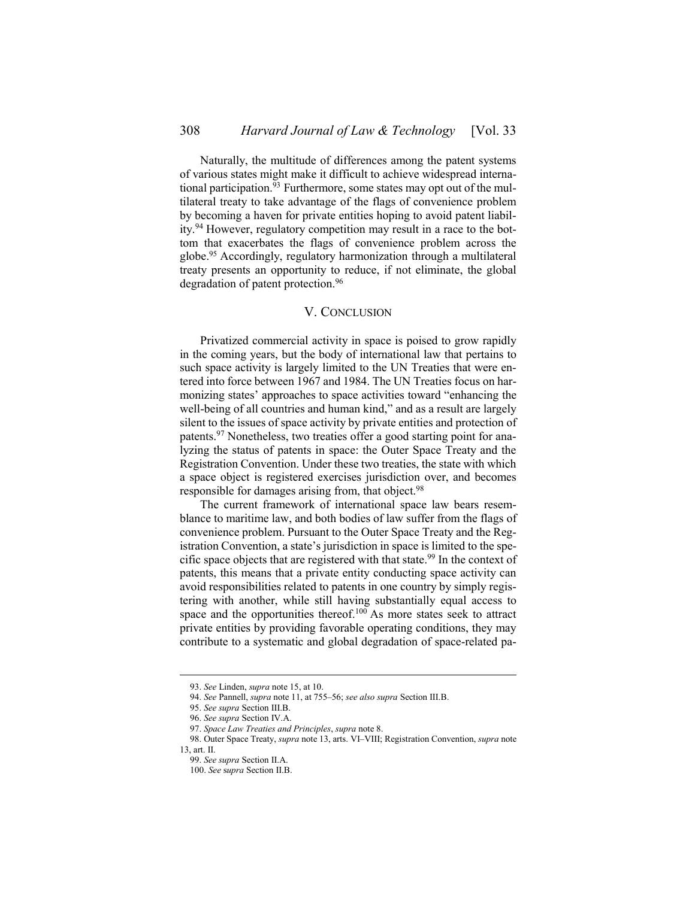Naturally, the multitude of differences among the patent systems of various states might make it difficult to achieve widespread international participation.[93] Furthermore, some states may opt out of the multilateral treaty to take advantage of the flags of convenience problem by becoming a haven for private entities hoping to avoid patent liability.[94] However, regulatory competition may result in a race to the bottom that exacerbates the flags of convenience problem across the globe.[95] Accordingly, regulatory harmonization through a multilateral treaty presents an opportunity to reduce, if not eliminate, the global degradation of patent protection.[96]

## V. CONCLUSION

Privatized commercial activity in space is poised to grow rapidly in the coming years, but the body of international law that pertains to such space activity is largely limited to the UN Treaties that were entered into force between 1967 and 1984. The UN Treaties focus on harmonizing states' approaches to space activities toward "enhancing the well-being of all countries and human kind," and as a result are largely silent to the issues of space activity by private entities and protection of patents.[97] Nonetheless, two treaties offer a good starting point for analyzing the status of patents in space: the Outer Space Treaty and the Registration Convention. Under these two treaties, the state with which a space object is registered exercises jurisdiction over, and becomes responsible for damages arising from, that object.[98]

The current framework of international space law bears resemblance to maritime law, and both bodies of law suffer from the flags of convenience problem. Pursuant to the Outer Space Treaty and the Registration Convention, a state's jurisdiction in space is limited to the specific space objects that are registered with that state.[99] In the context of patents, this means that a private entity conducting space activity can avoid responsibilities related to patents in one country by simply registering with another, while still having substantially equal access to space and the opportunities thereof.[100] As more states seek to attract private entities by providing favorable operating conditions, they may contribute to a systematic and global degradation of space-related pa-

---

93. *See* Linden, *supra* note 15, at 10.

94. *See* Pannell, *supra* note 11, at 755–56; *see also supra* Section III.B.

95. *See supra* Section III.B.

96. *See supra* Section IV.A.

97. *Space Law Treaties and Principles*, *supra* note 8.

98. Outer Space Treaty, *supra* note 13, arts. VI–VIII; Registration Convention, *supra* note 13, art. II.

99. *See supra* Section II.A.

100. *See supra* Section II.B.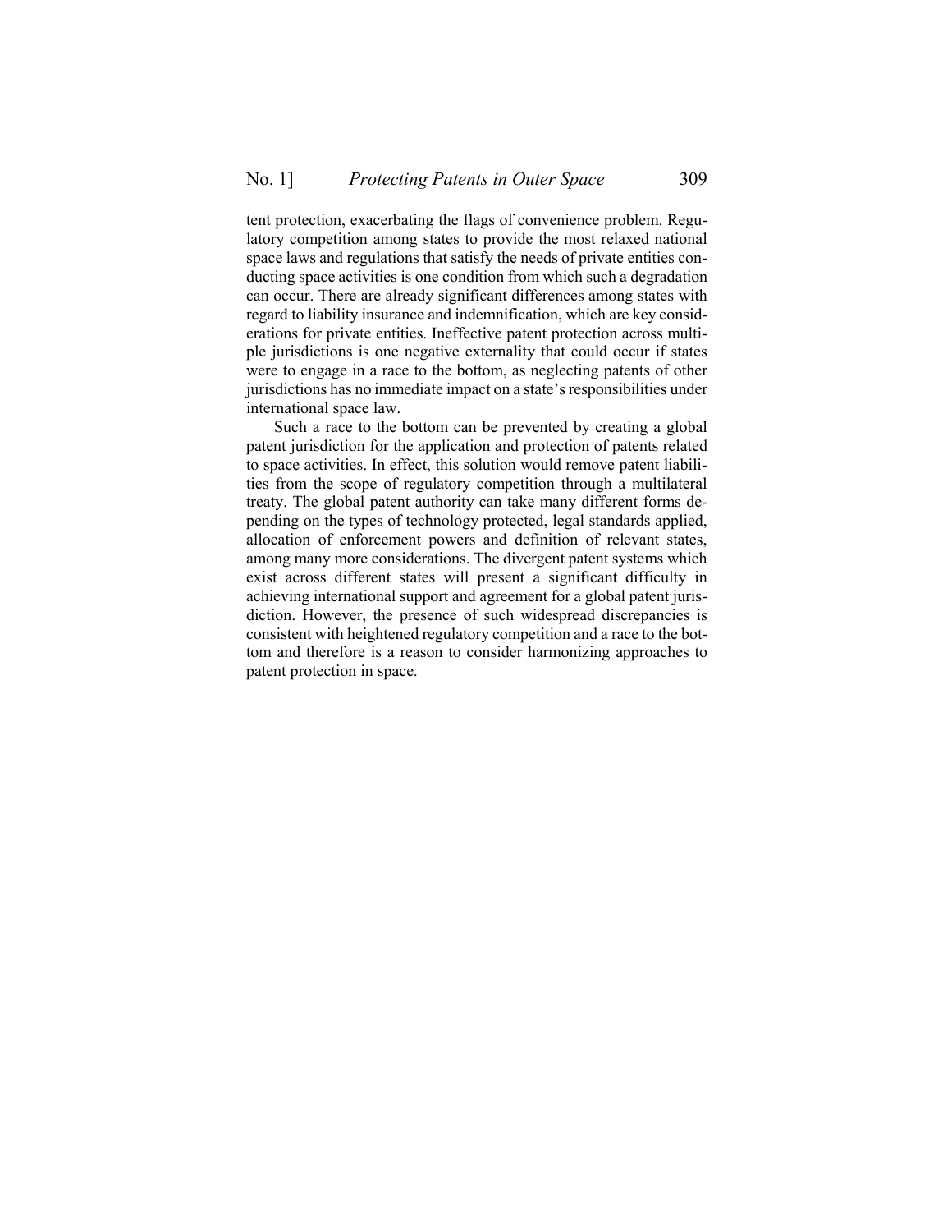tent protection, exacerbating the flags of convenience problem. Regulatory competition among states to provide the most relaxed national space laws and regulations that satisfy the needs of private entities conducting space activities is one condition from which such a degradation can occur. There are already significant differences among states with regard to liability insurance and indemnification, which are key considerations for private entities. Ineffective patent protection across multiple jurisdictions is one negative externality that could occur if states were to engage in a race to the bottom, as neglecting patents of other jurisdictions has no immediate impact on a state's responsibilities under international space law.

Such a race to the bottom can be prevented by creating a global patent jurisdiction for the application and protection of patents related to space activities. In effect, this solution would remove patent liabilities from the scope of regulatory competition through a multilateral treaty. The global patent authority can take many different forms depending on the types of technology protected, legal standards applied, allocation of enforcement powers and definition of relevant states, among many more considerations. The divergent patent systems which exist across different states will present a significant difficulty in achieving international support and agreement for a global patent jurisdiction. However, the presence of such widespread discrepancies is consistent with heightened regulatory competition and a race to the bottom and therefore is a reason to consider harmonizing approaches to patent protection in space.